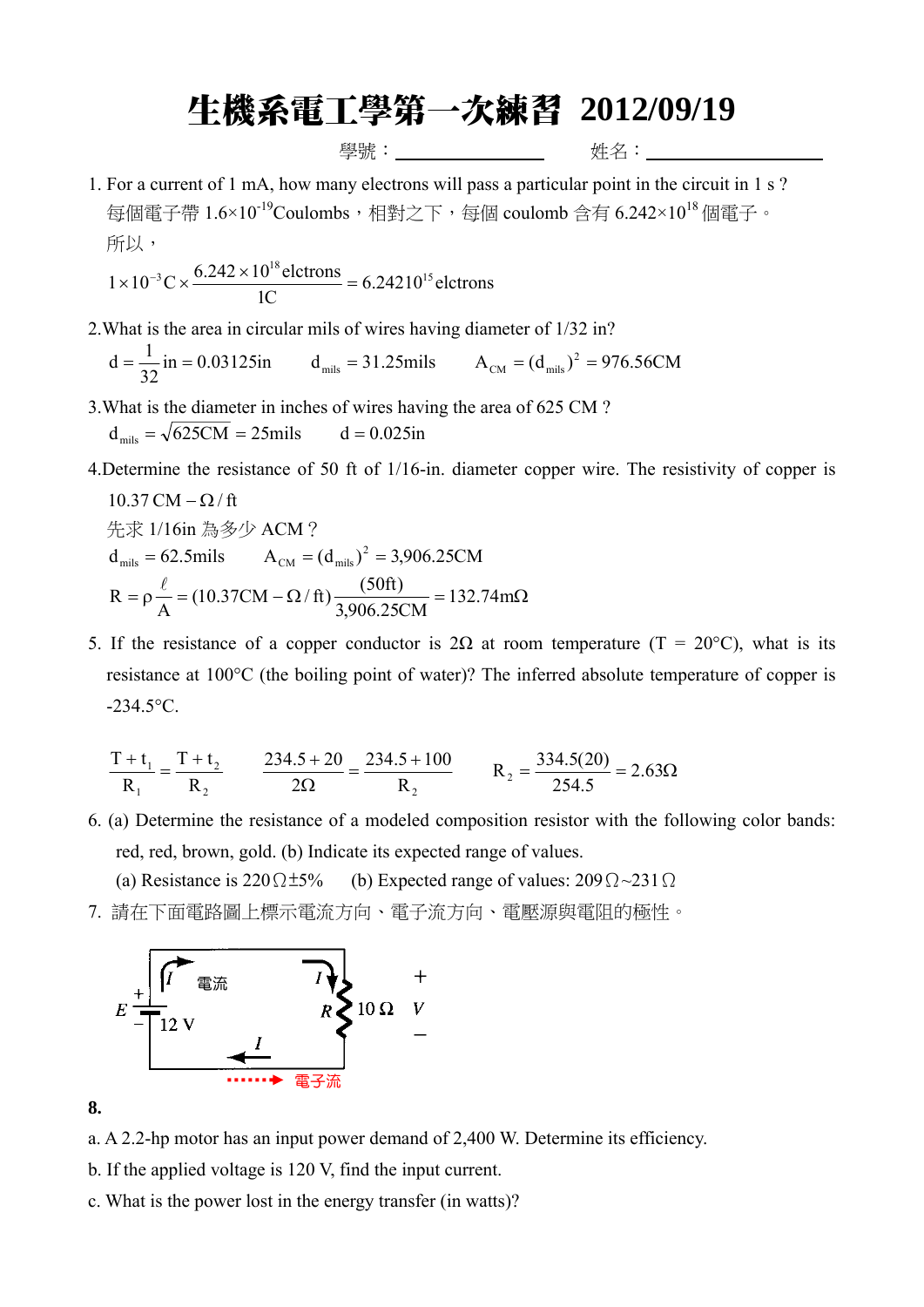# 生機系電工學第一次練習 2012/09/19

學號：\_\_\_\_\_\_\_\_\_\_\_\_ 姓名：\_\_\_\_\_\_\_\_\_\_\_\_\_\_

1. For a current of 1 mA, how many electrons will pass a particular point in the circuit in 1 s ?
   每個電子帶 $1.6\times10^{-19}$Coulombs，相對之下，每個 coulomb 含有 $6.242\times10^{18}$ 個電子。
   所以，

$$1\times10^{-3}\text{C}\times\frac{6.242\times10^{18}\text{elctrons}}{1\text{C}}=6.24210^{15}\text{elctrons}$$

2. What is the area in circular mils of wires having diameter of 1/32 in?

$$d=\frac{1}{32}\text{in}=0.03125\text{in}\qquad d_{\text{mils}}=31.25\text{mils}\qquad A_{\text{CM}}=(d_{\text{mils}})^2=976.56\text{CM}$$

3. What is the diameter in inches of wires having the area of 625 CM ?

$$d_{\text{mils}}=\sqrt{625\text{CM}}=25\text{mils}\qquad d=0.025\text{in}$$

4. Determine the resistance of 50 ft of 1/16-in. diameter copper wire. The resistivity of copper is $10.37\,\text{CM}-\Omega/\text{ft}$
   先求 1/16in 為多少 ACM？

$$d_{\text{mils}}=62.5\text{mils}\qquad A_{\text{CM}}=(d_{\text{mils}})^2=3{,}906.25\text{CM}$$

$$R=\rho\frac{\ell}{A}=(10.37\text{CM}-\Omega/\text{ft})\frac{(50\text{ft})}{3{,}906.25\text{CM}}=132.74\text{m}\Omega$$

5. If the resistance of a copper conductor is 2Ω at room temperature (T = 20°C), what is its resistance at 100°C (the boiling point of water)? The inferred absolute temperature of copper is -234.5°C.

$$\frac{T+t_1}{R_1}=\frac{T+t_2}{R_2}\qquad \frac{234.5+20}{2\Omega}=\frac{234.5+100}{R_2}\qquad R_2=\frac{334.5(20)}{254.5}=2.63\Omega$$

6. (a) Determine the resistance of a modeled composition resistor with the following color bands: red, red, brown, gold. (b) Indicate its expected range of values.
   (a) Resistance is 220Ω±5%  (b) Expected range of values: 209Ω~231Ω

7. 請在下面電路圖上標示電流方向、電子流方向、電壓源與電阻的極性。

E + − 12 V； I 電流； R 10 Ω； + V −； I； 電子流

**8.**

a. A 2.2-hp motor has an input power demand of 2,400 W. Determine its efficiency.

b. If the applied voltage is 120 V, find the input current.

c. What is the power lost in the energy transfer (in watts)?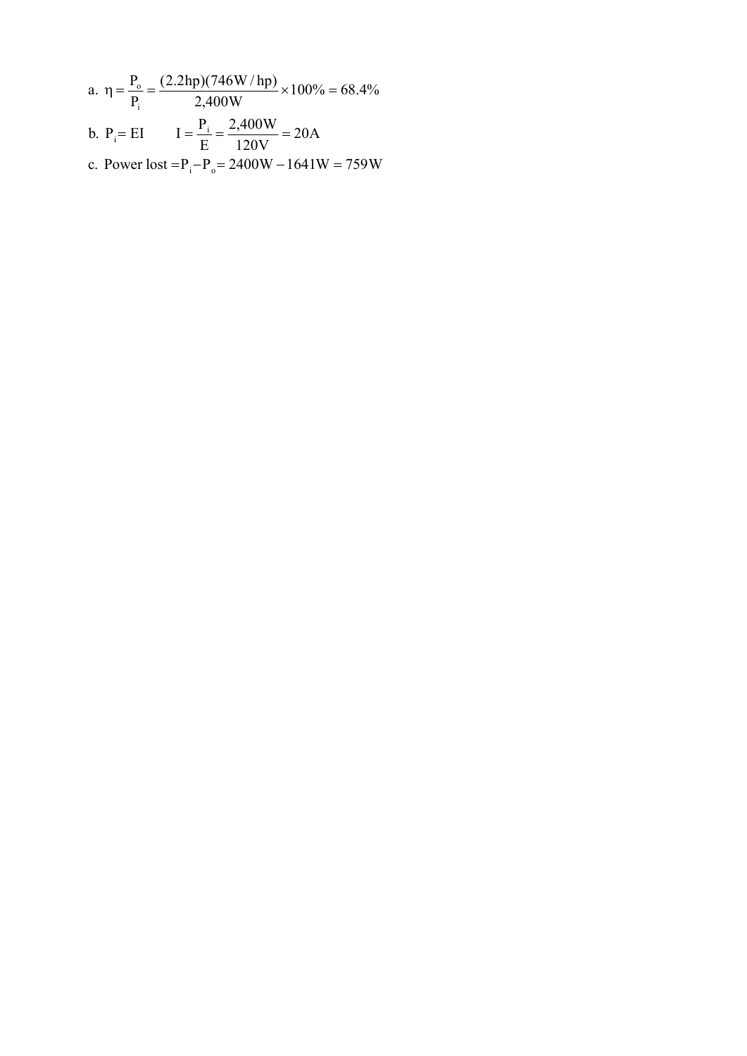a. $\eta = \dfrac{P_o}{P_i} = \dfrac{(2.2\text{hp})(746\text{W}/\text{hp})}{2{,}400\text{W}} \times 100\% = 68.4\%$

b. $P_i = EI \qquad I = \dfrac{P_i}{E} = \dfrac{2{,}400\text{W}}{120\text{V}} = 20\text{A}$

c. Power lost $= P_i - P_o = 2400\text{W} - 1641\text{W} = 759\text{W}$